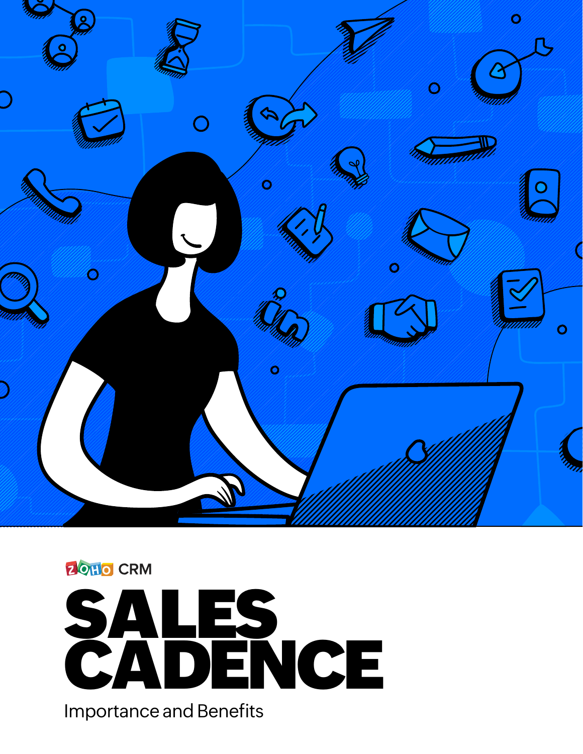ZOHO CRM

# SALES CADENCE

Importance and Benefits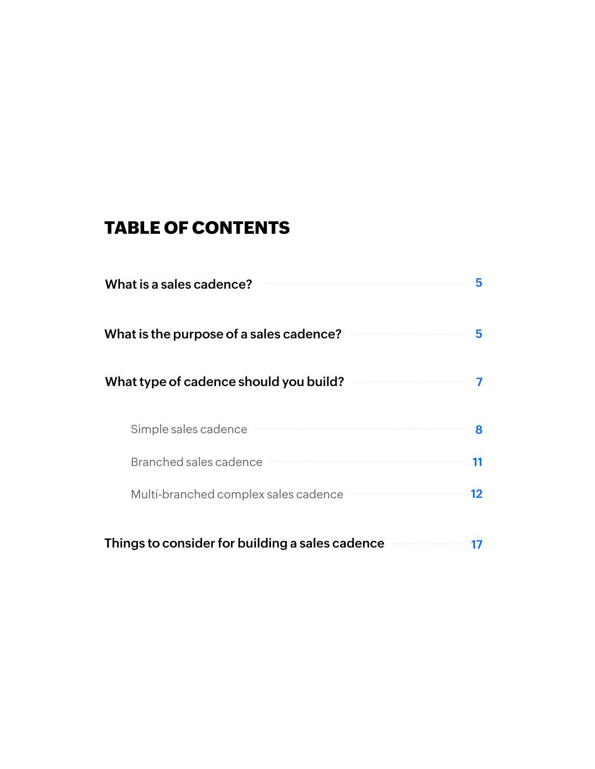# TABLE OF CONTENTS

- What is a sales cadence? ........ 5
- What is the purpose of a sales cadence? ........ 5
- What type of cadence should you build? ........ 7
    - Simple sales cadence ........ 8
    - Branched sales cadence ........ 11
    - Multi-branched complex sales cadence ........ 12
- Things to consider for building a sales cadence ........ 17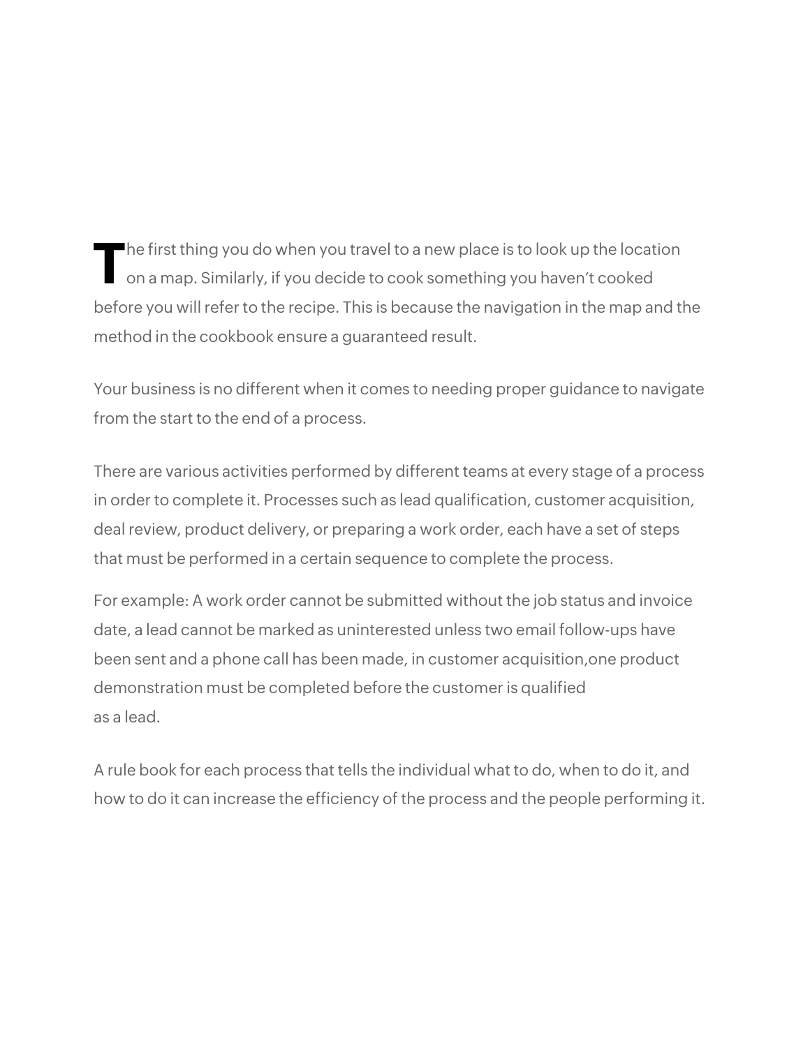The first thing you do when you travel to a new place is to look up the location on a map. Similarly, if you decide to cook something you haven't cooked before you will refer to the recipe. This is because the navigation in the map and the method in the cookbook ensure a guaranteed result.

Your business is no different when it comes to needing proper guidance to navigate from the start to the end of a process.

There are various activities performed by different teams at every stage of a process in order to complete it. Processes such as lead qualification, customer acquisition, deal review, product delivery, or preparing a work order, each have a set of steps that must be performed in a certain sequence to complete the process.

For example: A work order cannot be submitted without the job status and invoice date, a lead cannot be marked as uninterested unless two email follow-ups have been sent and a phone call has been made, in customer acquisition,one product demonstration must be completed before the customer is qualified as a lead.

A rule book for each process that tells the individual what to do, when to do it, and how to do it can increase the efficiency of the process and the people performing it.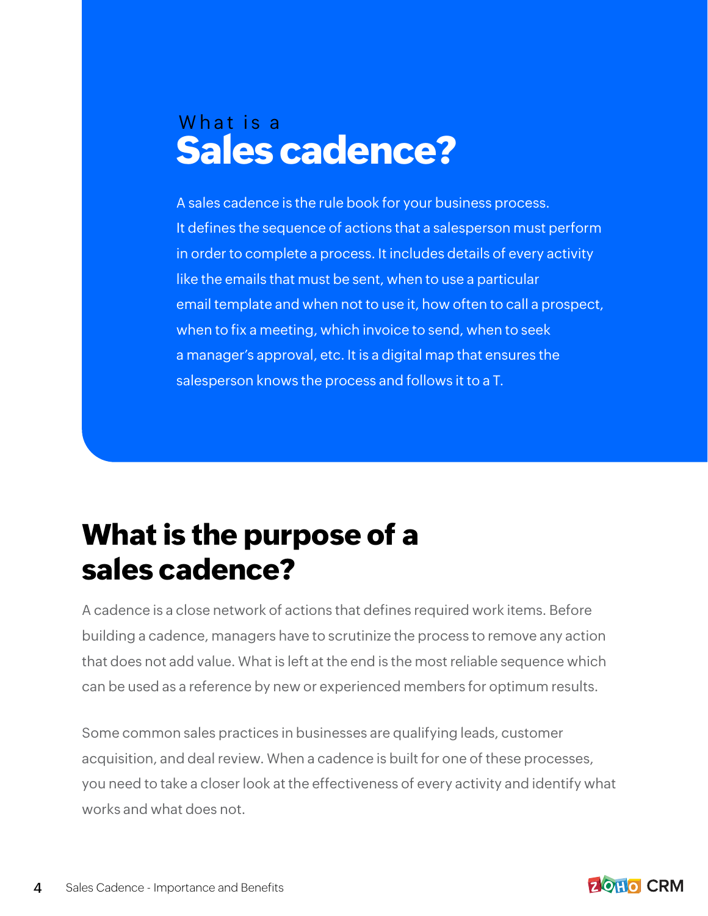# What is a Sales cadence?

A sales cadence is the rule book for your business process. It defines the sequence of actions that a salesperson must perform in order to complete a process. It includes details of every activity like the emails that must be sent, when to use a particular email template and when not to use it, how often to call a prospect, when to fix a meeting, which invoice to send, when to seek a manager's approval, etc. It is a digital map that ensures the salesperson knows the process and follows it to a T.

## What is the purpose of a sales cadence?

A cadence is a close network of actions that defines required work items. Before building a cadence, managers have to scrutinize the process to remove any action that does not add value. What is left at the end is the most reliable sequence which can be used as a reference by new or experienced members for optimum results.

Some common sales practices in businesses are qualifying leads, customer acquisition, and deal review. When a cadence is built for one of these processes, you need to take a closer look at the effectiveness of every activity and identify what works and what does not.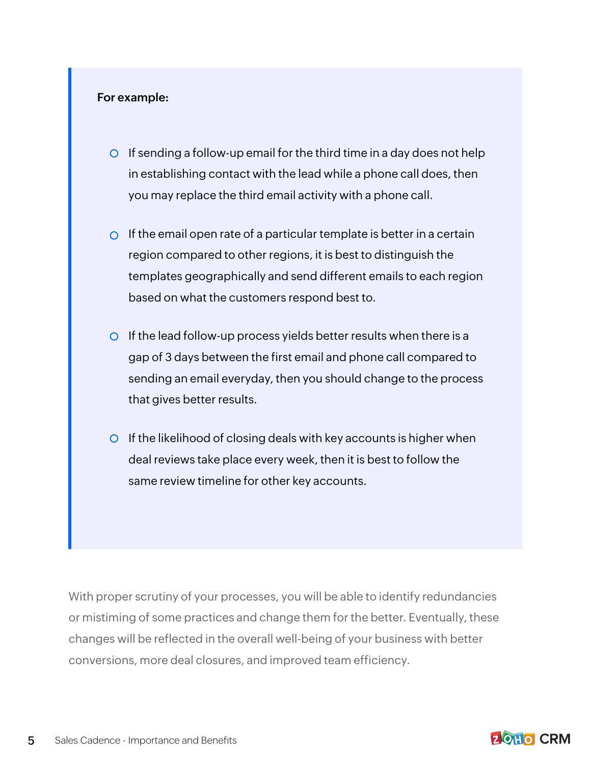**For example:**

- If sending a follow-up email for the third time in a day does not help in establishing contact with the lead while a phone call does, then you may replace the third email activity with a phone call.
- If the email open rate of a particular template is better in a certain region compared to other regions, it is best to distinguish the templates geographically and send different emails to each region based on what the customers respond best to.
- If the lead follow-up process yields better results when there is a gap of 3 days between the first email and phone call compared to sending an email everyday, then you should change to the process that gives better results.
- If the likelihood of closing deals with key accounts is higher when deal reviews take place every week, then it is best to follow the same review timeline for other key accounts.

With proper scrutiny of your processes, you will be able to identify redundancies or mistiming of some practices and change them for the better. Eventually, these changes will be reflected in the overall well-being of your business with better conversions, more deal closures, and improved team efficiency.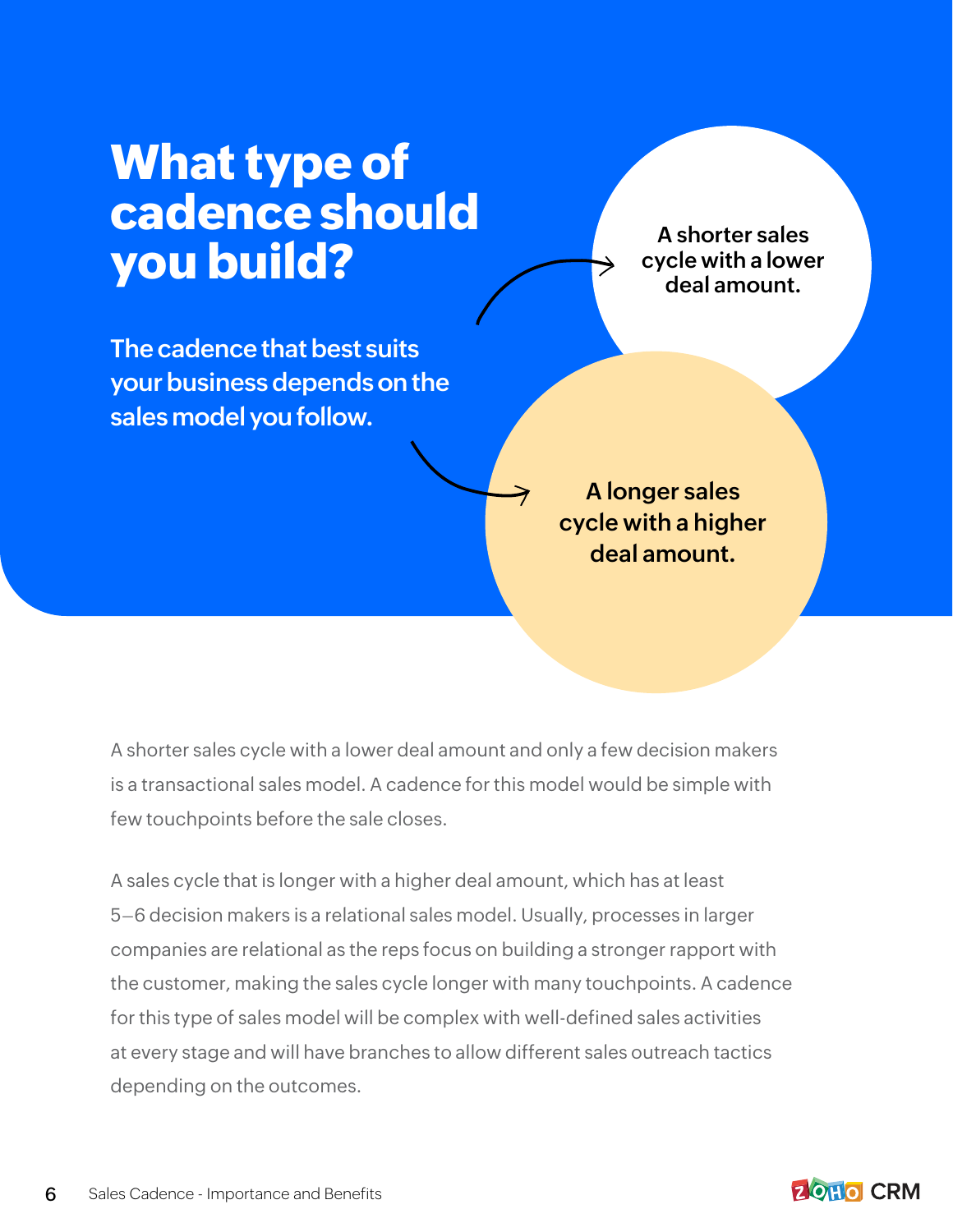# What type of cadence should you build?

**The cadence that best suits your business depends on the sales model you follow.**

**A shorter sales cycle with a lower deal amount.**

**A longer sales cycle with a higher deal amount.**

A shorter sales cycle with a lower deal amount and only a few decision makers is a transactional sales model. A cadence for this model would be simple with few touchpoints before the sale closes.

A sales cycle that is longer with a higher deal amount, which has at least 5–6 decision makers is a relational sales model. Usually, processes in larger companies are relational as the reps focus on building a stronger rapport with the customer, making the sales cycle longer with many touchpoints. A cadence for this type of sales model will be complex with well-defined sales activities at every stage and will have branches to allow different sales outreach tactics depending on the outcomes.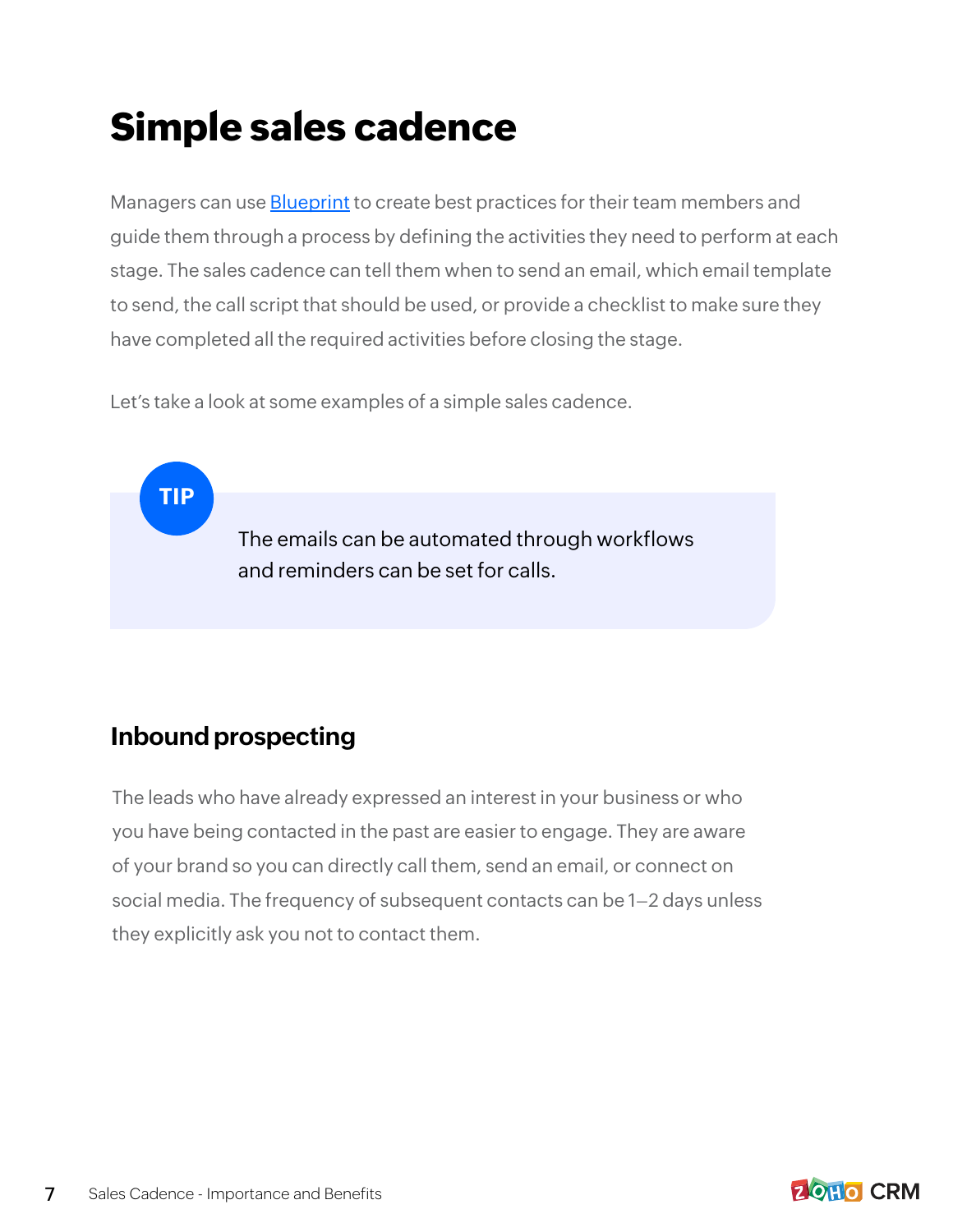# Simple sales cadence

Managers can use [Blueprint] to create best practices for their team members and guide them through a process by defining the activities they need to perform at each stage. The sales cadence can tell them when to send an email, which email template to send, the call script that should be used, or provide a checklist to make sure they have completed all the required activities before closing the stage.

Let's take a look at some examples of a simple sales cadence.

> **TIP**
>
> The emails can be automated through workflows and reminders can be set for calls.

## Inbound prospecting

The leads who have already expressed an interest in your business or who you have being contacted in the past are easier to engage. They are aware of your brand so you can directly call them, send an email, or connect on social media. The frequency of subsequent contacts can be 1–2 days unless they explicitly ask you not to contact them.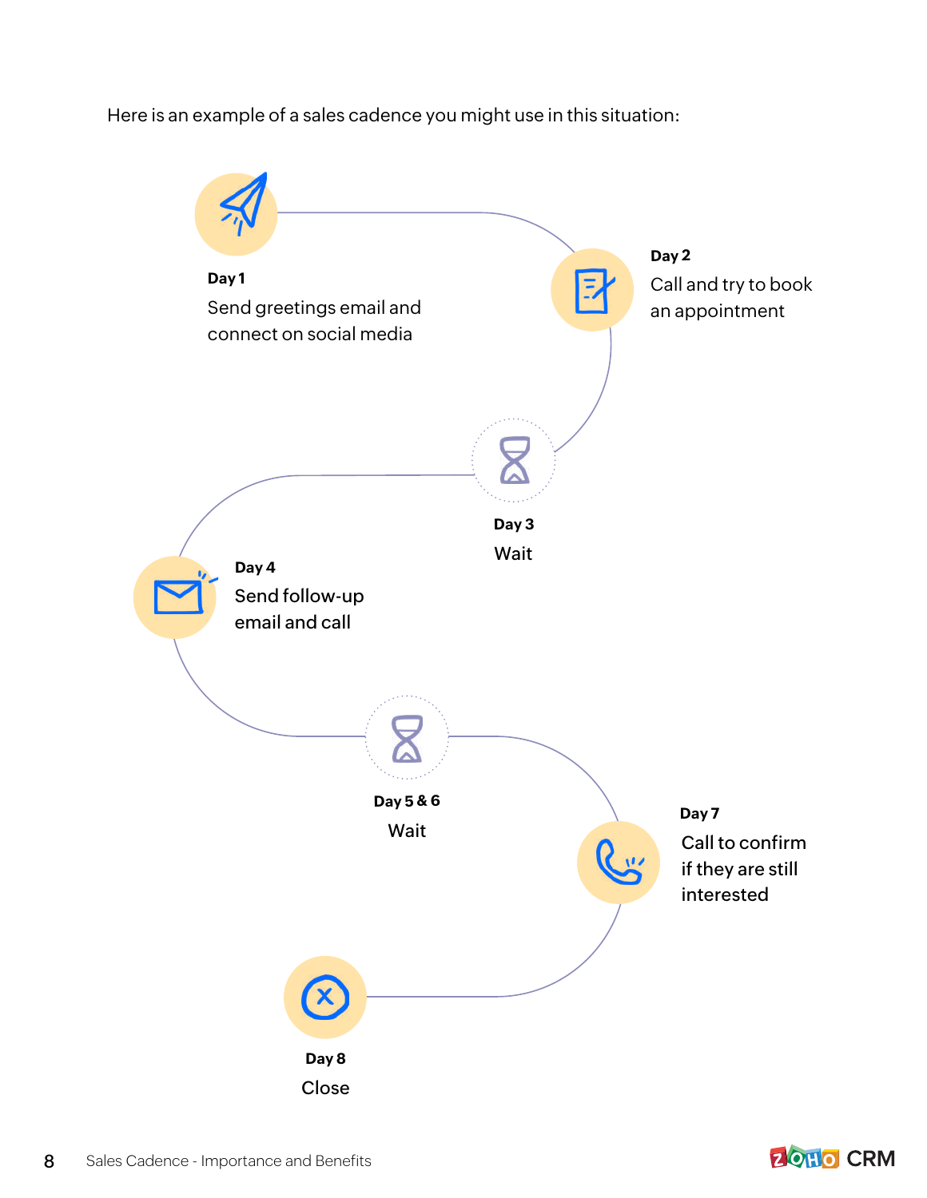Here is an example of a sales cadence you might use in this situation:

**Day 1**
Send greetings email and connect on social media

**Day 2**
Call and try to book an appointment

**Day 3**
Wait

**Day 4**
Send follow-up email and call

**Day 5 & 6**
Wait

**Day 7**
Call to confirm if they are still interested

**Day 8**
Close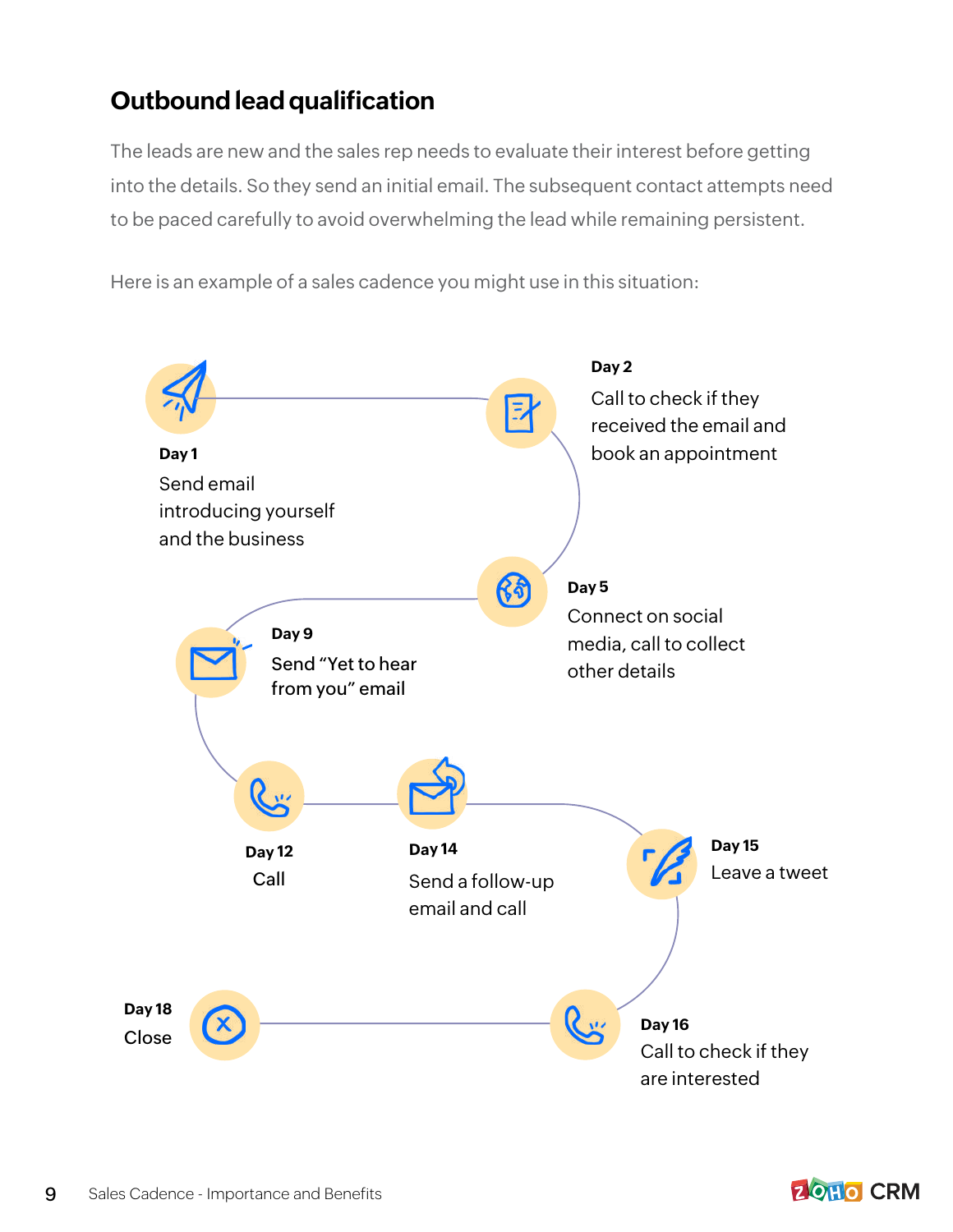## Outbound lead qualification

The leads are new and the sales rep needs to evaluate their interest before getting into the details. So they send an initial email. The subsequent contact attempts need to be paced carefully to avoid overwhelming the lead while remaining persistent.

Here is an example of a sales cadence you might use in this situation:

**Day 1**
Send email introducing yourself and the business

**Day 2**
Call to check if they received the email and book an appointment

**Day 5**
Connect on social media, call to collect other details

**Day 9**
Send "Yet to hear from you" email

**Day 12**
Call

**Day 14**
Send a follow-up email and call

**Day 15**
Leave a tweet

**Day 16**
Call to check if they are interested

**Day 18**
Close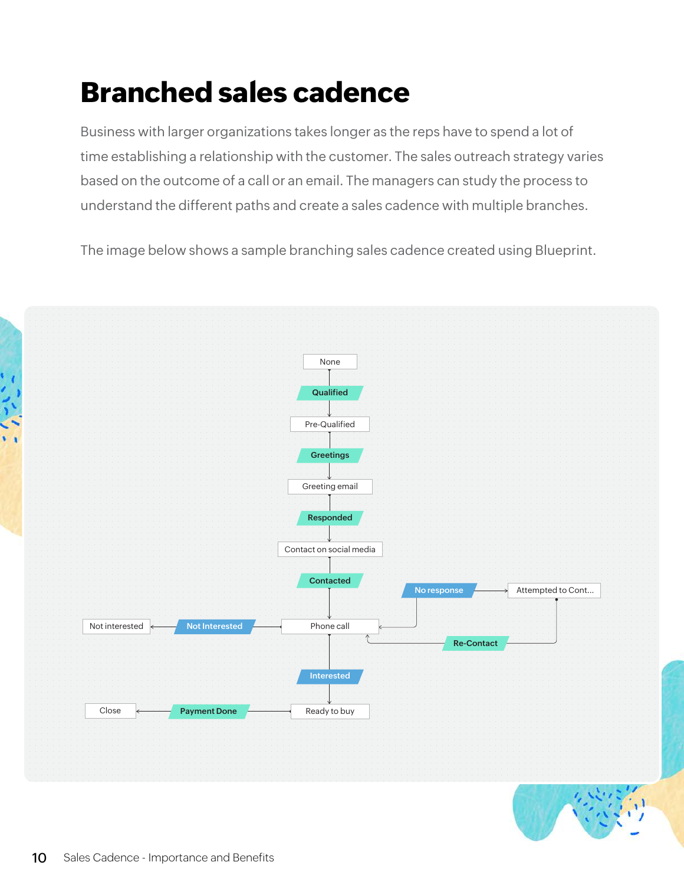# Branched sales cadence

Business with larger organizations takes longer as the reps have to spend a lot of time establishing a relationship with the customer. The sales outreach strategy varies based on the outcome of a call or an email. The managers can study the process to understand the different paths and create a sales cadence with multiple branches.

The image below shows a sample branching sales cadence created using Blueprint.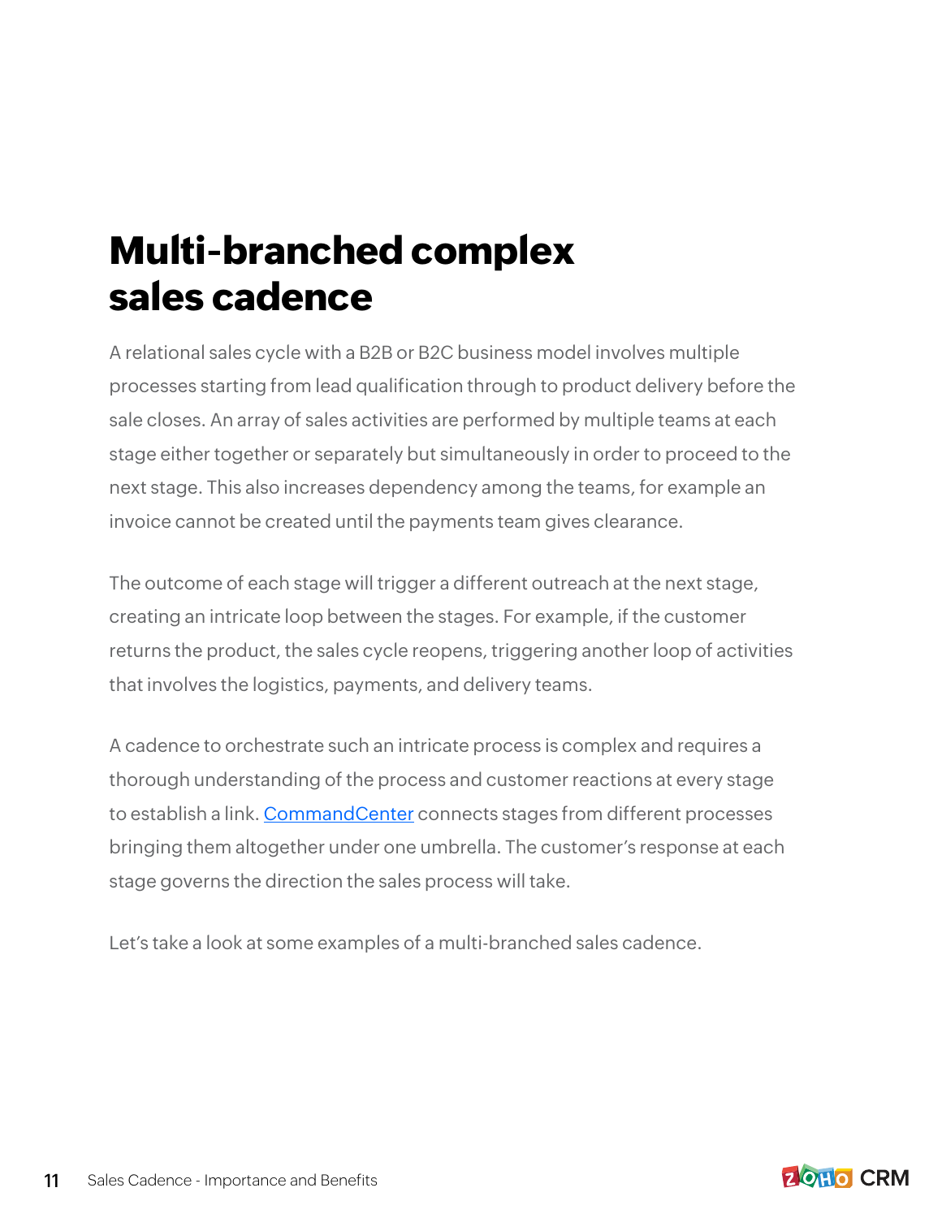# Multi-branched complex sales cadence

A relational sales cycle with a B2B or B2C business model involves multiple processes starting from lead qualification through to product delivery before the sale closes. An array of sales activities are performed by multiple teams at each stage either together or separately but simultaneously in order to proceed to the next stage. This also increases dependency among the teams, for example an invoice cannot be created until the payments team gives clearance.

The outcome of each stage will trigger a different outreach at the next stage, creating an intricate loop between the stages. For example, if the customer returns the product, the sales cycle reopens, triggering another loop of activities that involves the logistics, payments, and delivery teams.

A cadence to orchestrate such an intricate process is complex and requires a thorough understanding of the process and customer reactions at every stage to establish a link. CommandCenter connects stages from different processes bringing them altogether under one umbrella. The customer's response at each stage governs the direction the sales process will take.

Let's take a look at some examples of a multi-branched sales cadence.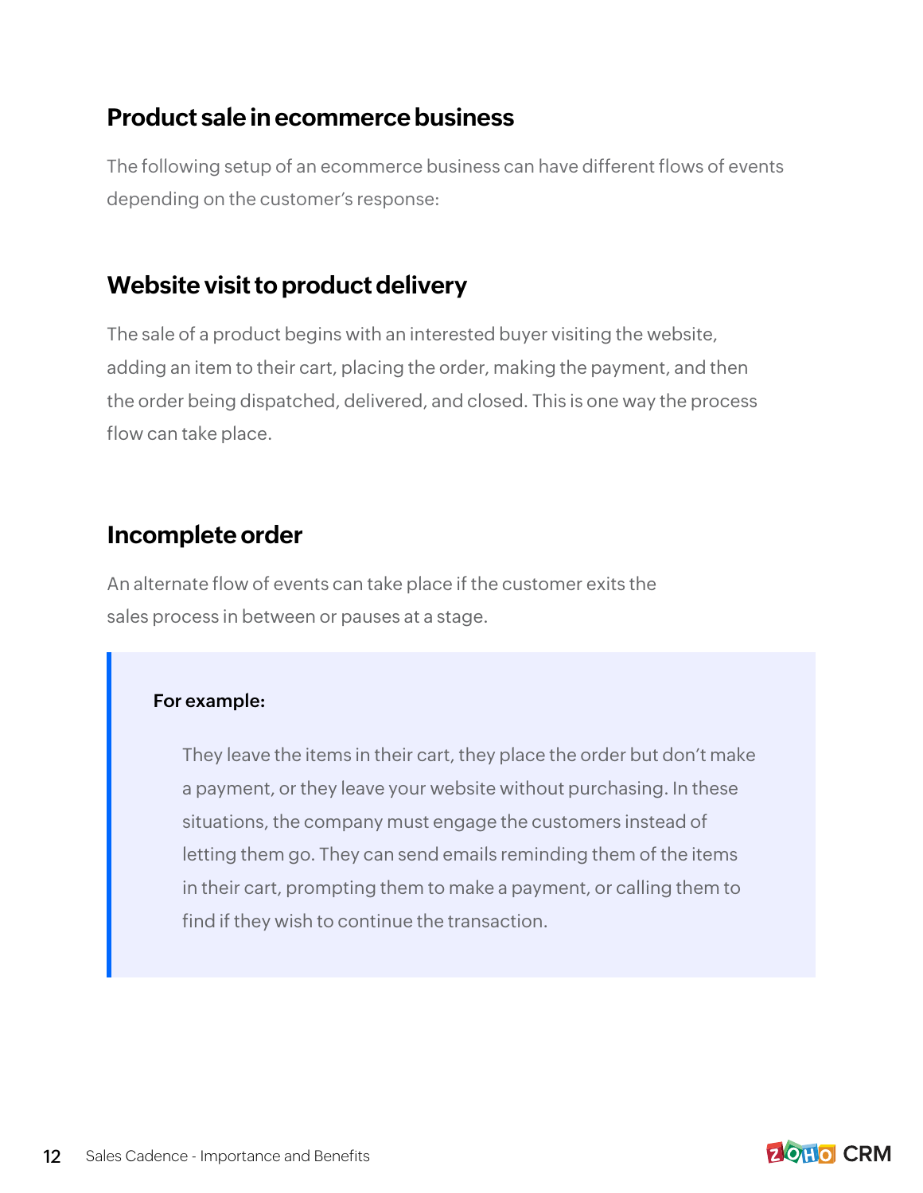## Product sale in ecommerce business

The following setup of an ecommerce business can have different flows of events depending on the customer's response:

## Website visit to product delivery

The sale of a product begins with an interested buyer visiting the website, adding an item to their cart, placing the order, making the payment, and then the order being dispatched, delivered, and closed. This is one way the process flow can take place.

## Incomplete order

An alternate flow of events can take place if the customer exits the sales process in between or pauses at a stage.

> **For example:**
>
> They leave the items in their cart, they place the order but don't make a payment, or they leave your website without purchasing. In these situations, the company must engage the customers instead of letting them go. They can send emails reminding them of the items in their cart, prompting them to make a payment, or calling them to find if they wish to continue the transaction.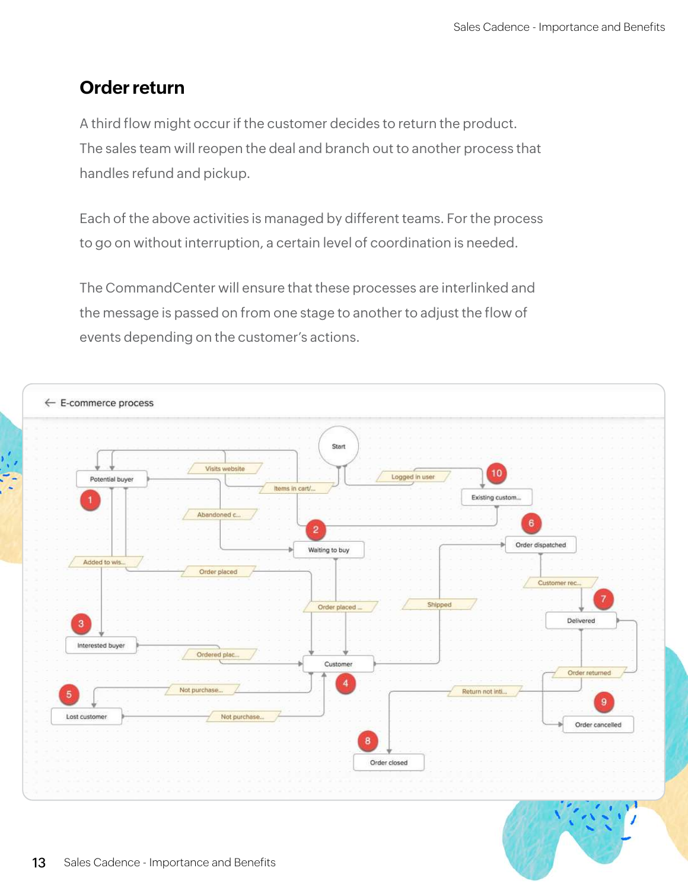## Order return

A third flow might occur if the customer decides to return the product. The sales team will reopen the deal and branch out to another process that handles refund and pickup.

Each of the above activities is managed by different teams. For the process to go on without interruption, a certain level of coordination is needed.

The CommandCenter will ensure that these processes are interlinked and the message is passed on from one stage to another to adjust the flow of events depending on the customer's actions.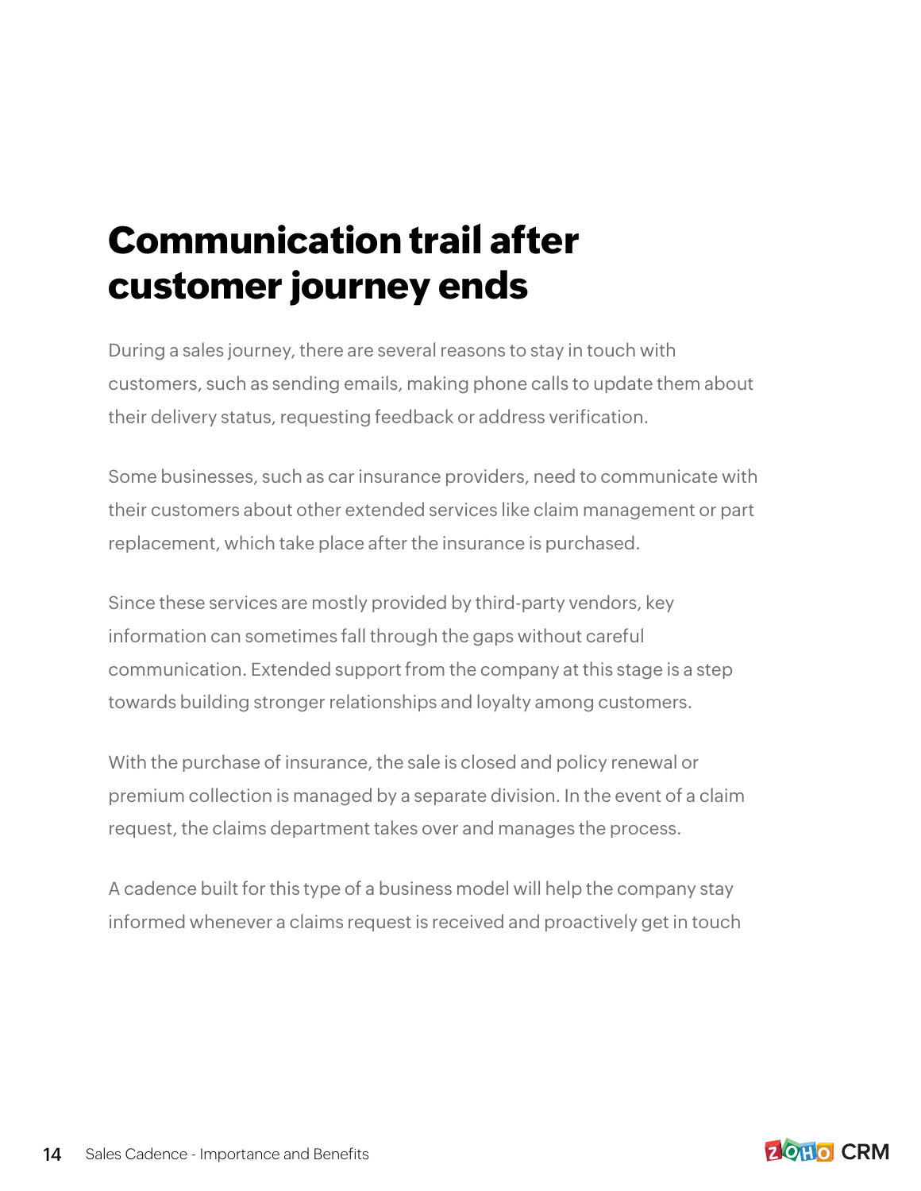# Communication trail after customer journey ends

During a sales journey, there are several reasons to stay in touch with customers, such as sending emails, making phone calls to update them about their delivery status, requesting feedback or address verification.

Some businesses, such as car insurance providers, need to communicate with their customers about other extended services like claim management or part replacement, which take place after the insurance is purchased.

Since these services are mostly provided by third-party vendors, key information can sometimes fall through the gaps without careful communication. Extended support from the company at this stage is a step towards building stronger relationships and loyalty among customers.

With the purchase of insurance, the sale is closed and policy renewal or premium collection is managed by a separate division. In the event of a claim request, the claims department takes over and manages the process.

A cadence built for this type of a business model will help the company stay informed whenever a claims request is received and proactively get in touch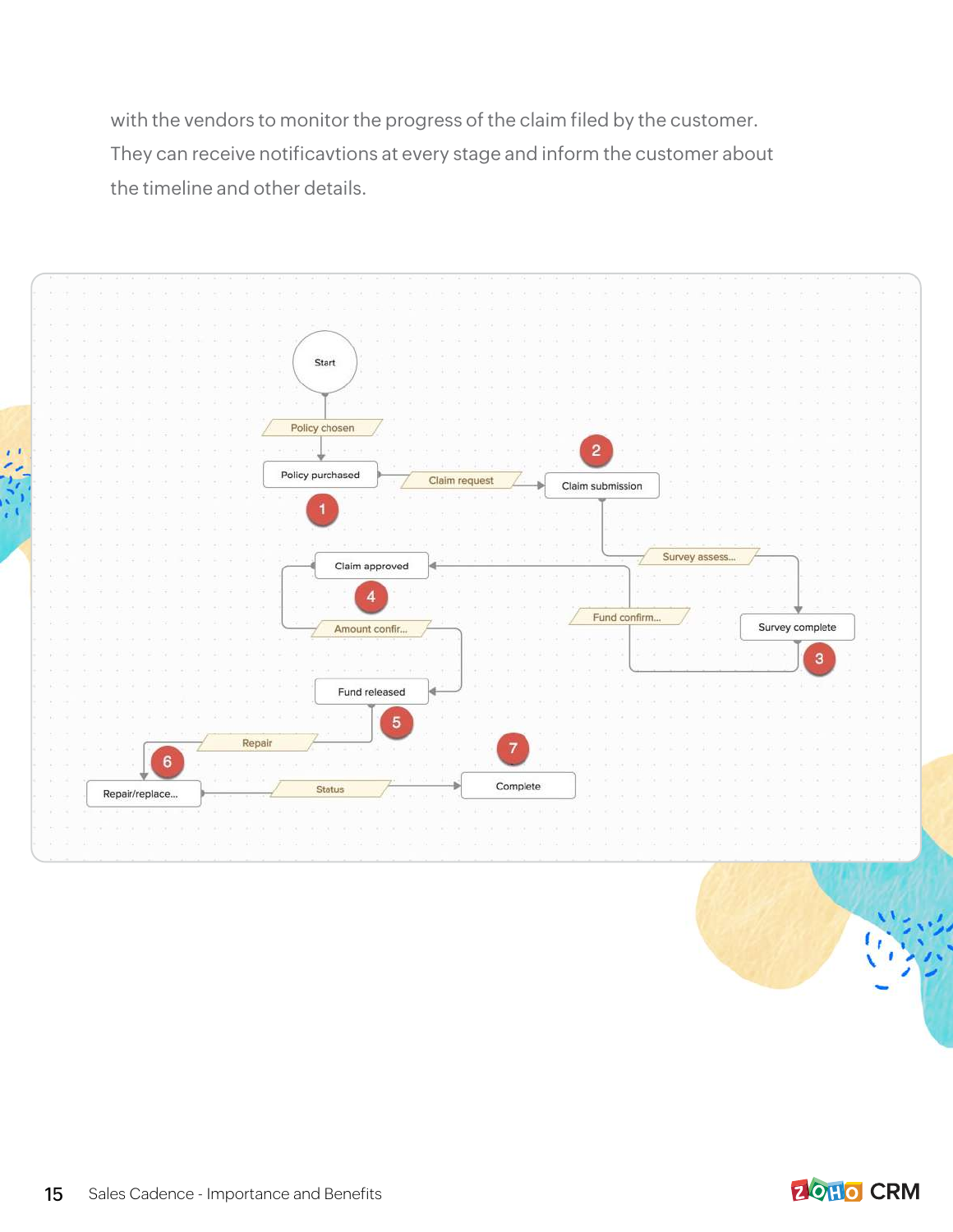with the vendors to monitor the progress of the claim filed by the customer. They can receive notificavtions at every stage and inform the customer about the timeline and other details.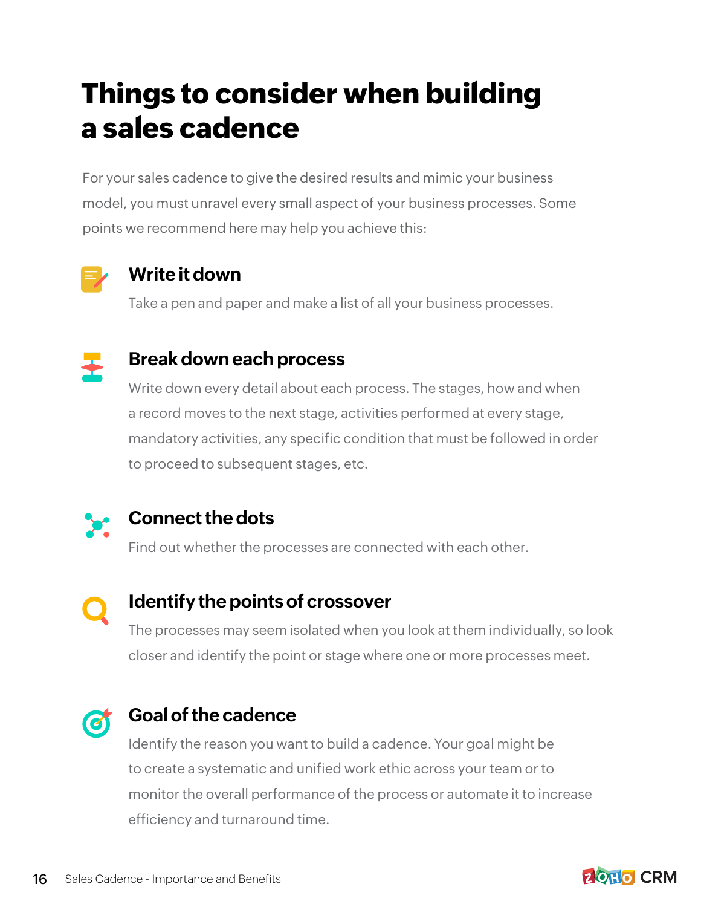# Things to consider when building a sales cadence

For your sales cadence to give the desired results and mimic your business model, you must unravel every small aspect of your business processes. Some points we recommend here may help you achieve this:

### Write it down

Take a pen and paper and make a list of all your business processes.

### Break down each process

Write down every detail about each process. The stages, how and when a record moves to the next stage, activities performed at every stage, mandatory activities, any specific condition that must be followed in order to proceed to subsequent stages, etc.

### Connect the dots

Find out whether the processes are connected with each other.

### Identify the points of crossover

The processes may seem isolated when you look at them individually, so look closer and identify the point or stage where one or more processes meet.

### Goal of the cadence

Identify the reason you want to build a cadence. Your goal might be to create a systematic and unified work ethic across your team or to monitor the overall performance of the process or automate it to increase efficiency and turnaround time.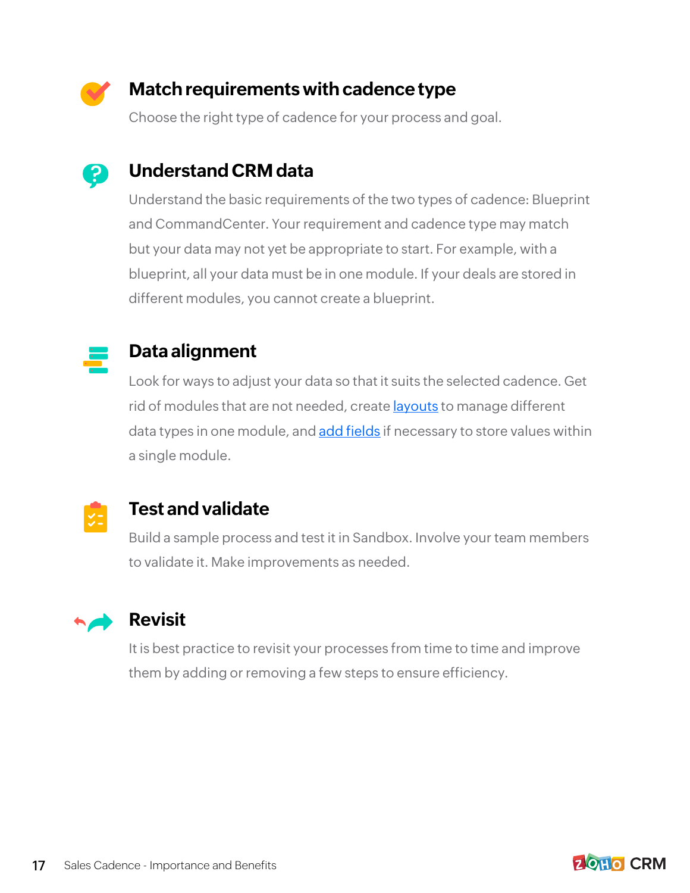### Match requirements with cadence type

Choose the right type of cadence for your process and goal.

### Understand CRM data

Understand the basic requirements of the two types of cadence: Blueprint and CommandCenter. Your requirement and cadence type may match but your data may not yet be appropriate to start. For example, with a blueprint, all your data must be in one module. If your deals are stored in different modules, you cannot create a blueprint.

### Data alignment

Look for ways to adjust your data so that it suits the selected cadence. Get rid of modules that are not needed, create layouts to manage different data types in one module, and add fields if necessary to store values within a single module.

### Test and validate

Build a sample process and test it in Sandbox. Involve your team members to validate it. Make improvements as needed.

### Revisit

It is best practice to revisit your processes from time to time and improve them by adding or removing a few steps to ensure efficiency.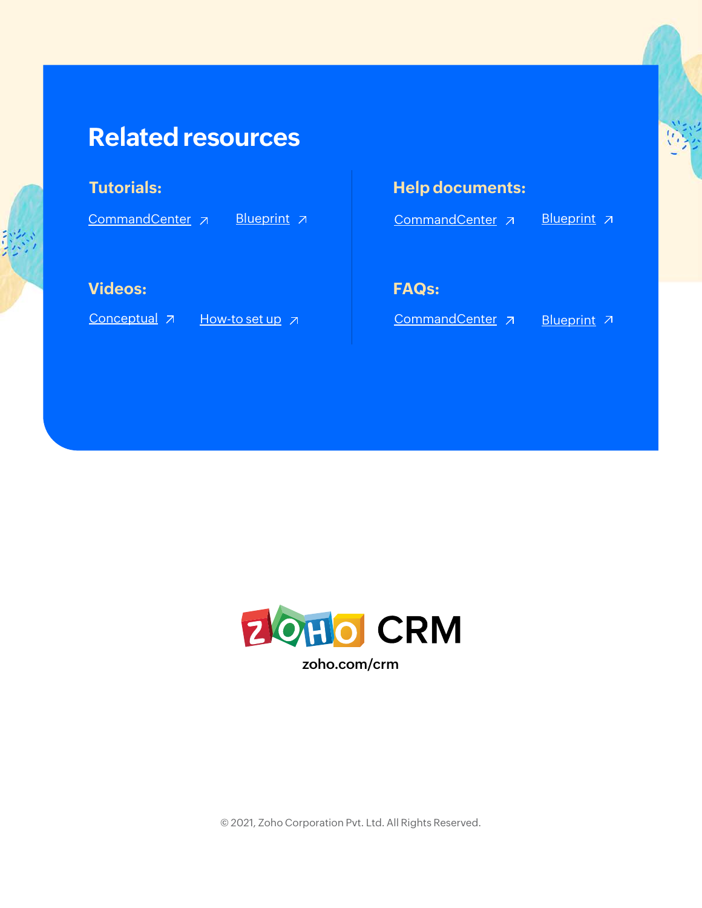## Related resources

**Tutorials:**

CommandCenter ↗ Blueprint ↗

**Videos:**

Conceptual ↗ How-to set up ↗

**Help documents:**

CommandCenter ↗ Blueprint ↗

**FAQs:**

CommandCenter ↗ Blueprint ↗

ZOHO CRM

zoho.com/crm

© 2021, Zoho Corporation Pvt. Ltd. All Rights Reserved.